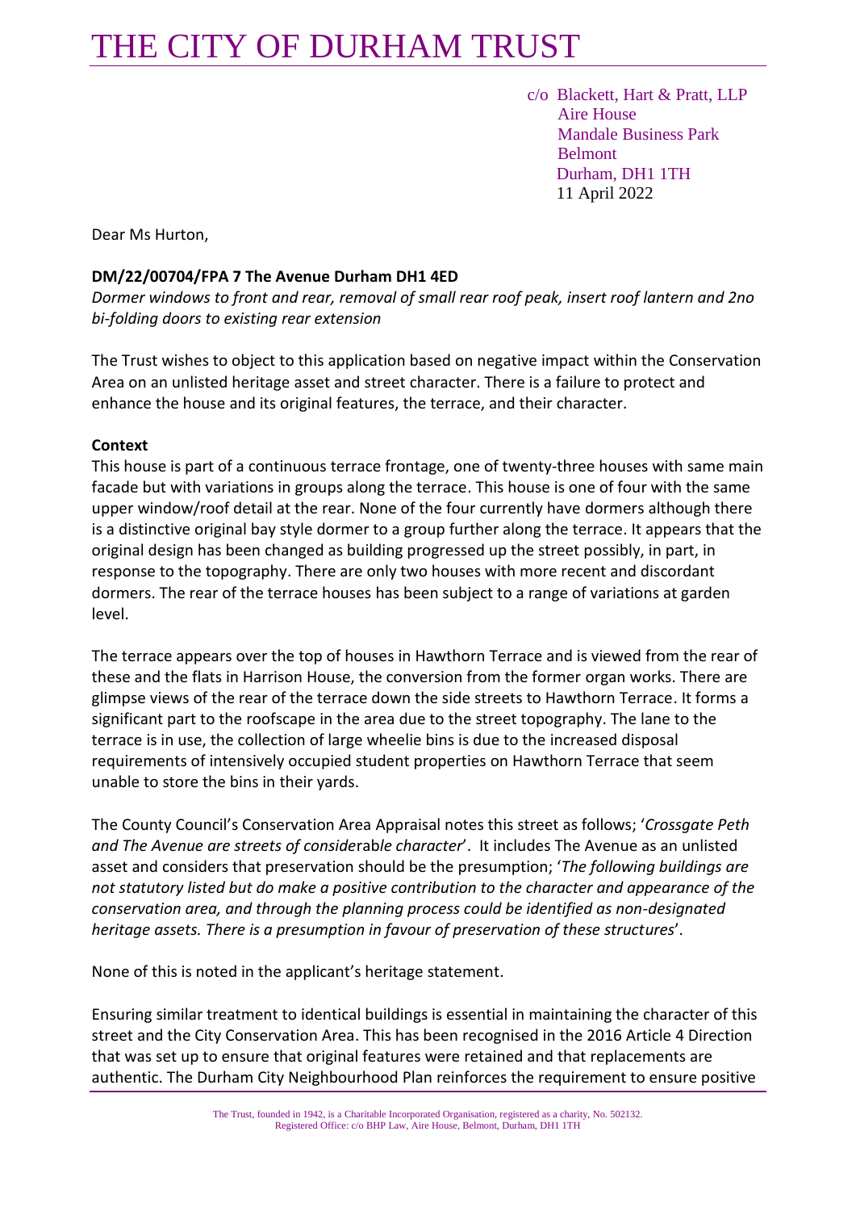# THE CITY OF DURHAM TRUST

c/o Blackett, Hart & Pratt, LLP
Aire House
Mandale Business Park
Belmont
Durham, DH1 1TH
11 April 2022

Dear Ms Hurton,

**DM/22/00704/FPA 7 The Avenue Durham DH1 4ED**

*Dormer windows to front and rear, removal of small rear roof peak, insert roof lantern and 2no bi-folding doors to existing rear extension*

The Trust wishes to object to this application based on negative impact within the Conservation Area on an unlisted heritage asset and street character. There is a failure to protect and enhance the house and its original features, the terrace, and their character.

**Context**

This house is part of a continuous terrace frontage, one of twenty-three houses with same main facade but with variations in groups along the terrace. This house is one of four with the same upper window/roof detail at the rear. None of the four currently have dormers although there is a distinctive original bay style dormer to a group further along the terrace. It appears that the original design has been changed as building progressed up the street possibly, in part, in response to the topography. There are only two houses with more recent and discordant dormers. The rear of the terrace houses has been subject to a range of variations at garden level.

The terrace appears over the top of houses in Hawthorn Terrace and is viewed from the rear of these and the flats in Harrison House, the conversion from the former organ works. There are glimpse views of the rear of the terrace down the side streets to Hawthorn Terrace. It forms a significant part to the roofscape in the area due to the street topography. The lane to the terrace is in use, the collection of large wheelie bins is due to the increased disposal requirements of intensively occupied student properties on Hawthorn Terrace that seem unable to store the bins in their yards.

The County Council's Conservation Area Appraisal notes this street as follows; '*Crossgate Peth and The Avenue are streets of considerable character*'. It includes The Avenue as an unlisted asset and considers that preservation should be the presumption; '*The following buildings are not statutory listed but do make a positive contribution to the character and appearance of the conservation area, and through the planning process could be identified as non-designated heritage assets. There is a presumption in favour of preservation of these structures*'.

None of this is noted in the applicant's heritage statement.

Ensuring similar treatment to identical buildings is essential in maintaining the character of this street and the City Conservation Area. This has been recognised in the 2016 Article 4 Direction that was set up to ensure that original features were retained and that replacements are authentic. The Durham City Neighbourhood Plan reinforces the requirement to ensure positive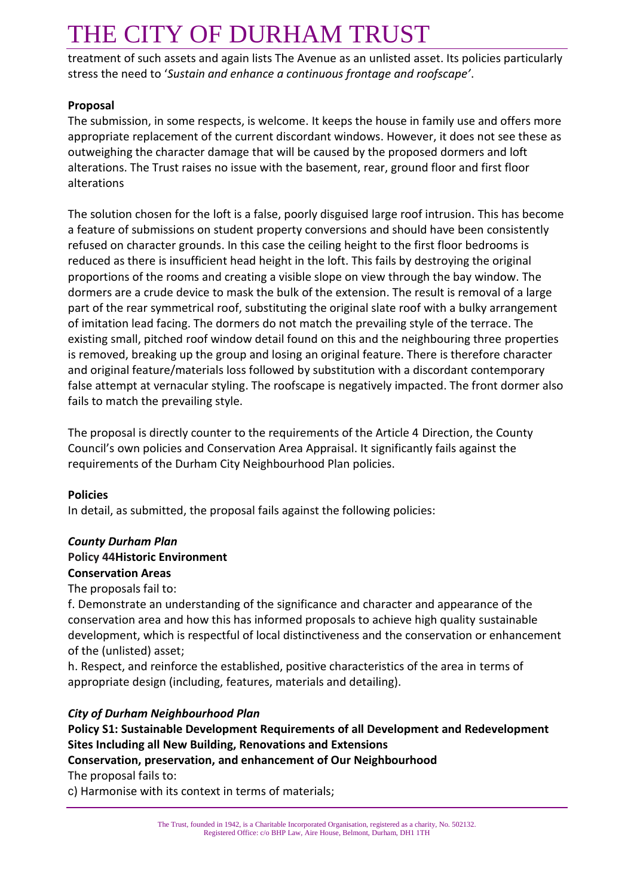treatment of such assets and again lists The Avenue as an unlisted asset. Its policies particularly stress the need to '*Sustain and enhance a continuous frontage and roofscape'*.

**Proposal**

The submission, in some respects, is welcome. It keeps the house in family use and offers more appropriate replacement of the current discordant windows. However, it does not see these as outweighing the character damage that will be caused by the proposed dormers and loft alterations. The Trust raises no issue with the basement, rear, ground floor and first floor alterations

The solution chosen for the loft is a false, poorly disguised large roof intrusion. This has become a feature of submissions on student property conversions and should have been consistently refused on character grounds. In this case the ceiling height to the first floor bedrooms is reduced as there is insufficient head height in the loft. This fails by destroying the original proportions of the rooms and creating a visible slope on view through the bay window. The dormers are a crude device to mask the bulk of the extension. The result is removal of a large part of the rear symmetrical roof, substituting the original slate roof with a bulky arrangement of imitation lead facing. The dormers do not match the prevailing style of the terrace. The existing small, pitched roof window detail found on this and the neighbouring three properties is removed, breaking up the group and losing an original feature. There is therefore character and original feature/materials loss followed by substitution with a discordant contemporary false attempt at vernacular styling. The roofscape is negatively impacted. The front dormer also fails to match the prevailing style.

The proposal is directly counter to the requirements of the Article 4 Direction, the County Council's own policies and Conservation Area Appraisal. It significantly fails against the requirements of the Durham City Neighbourhood Plan policies.

**Policies**

In detail, as submitted, the proposal fails against the following policies:

***County Durham Plan***

**Policy 44Historic Environment**

**Conservation Areas**

The proposals fail to:

f. Demonstrate an understanding of the significance and character and appearance of the conservation area and how this has informed proposals to achieve high quality sustainable development, which is respectful of local distinctiveness and the conservation or enhancement of the (unlisted) asset;

h. Respect, and reinforce the established, positive characteristics of the area in terms of appropriate design (including, features, materials and detailing).

***City of Durham Neighbourhood Plan***

**Policy S1: Sustainable Development Requirements of all Development and Redevelopment Sites Including all New Building, Renovations and Extensions**

**Conservation, preservation, and enhancement of Our Neighbourhood**

The proposal fails to:

c) Harmonise with its context in terms of materials;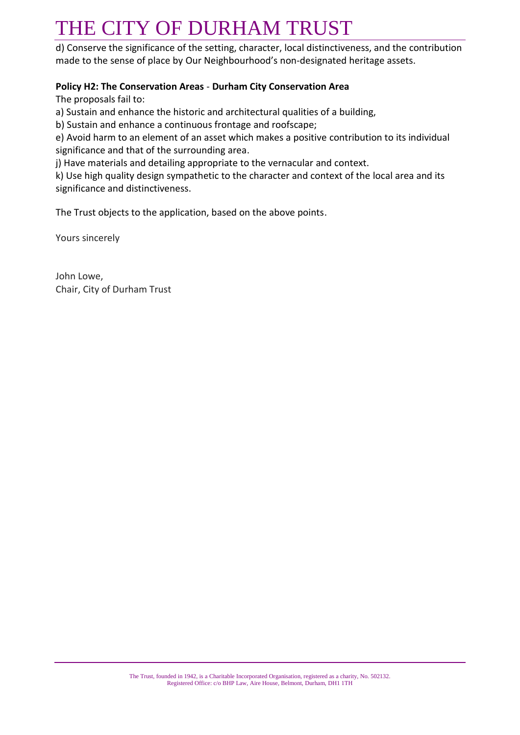d) Conserve the significance of the setting, character, local distinctiveness, and the contribution made to the sense of place by Our Neighbourhood's non-designated heritage assets.

**Policy H2: The Conservation Areas** - **Durham City Conservation Area**

The proposals fail to:

a) Sustain and enhance the historic and architectural qualities of a building,

b) Sustain and enhance a continuous frontage and roofscape;

e) Avoid harm to an element of an asset which makes a positive contribution to its individual significance and that of the surrounding area.

j) Have materials and detailing appropriate to the vernacular and context.

k) Use high quality design sympathetic to the character and context of the local area and its significance and distinctiveness.

The Trust objects to the application, based on the above points.

Yours sincerely

John Lowe,
Chair, City of Durham Trust